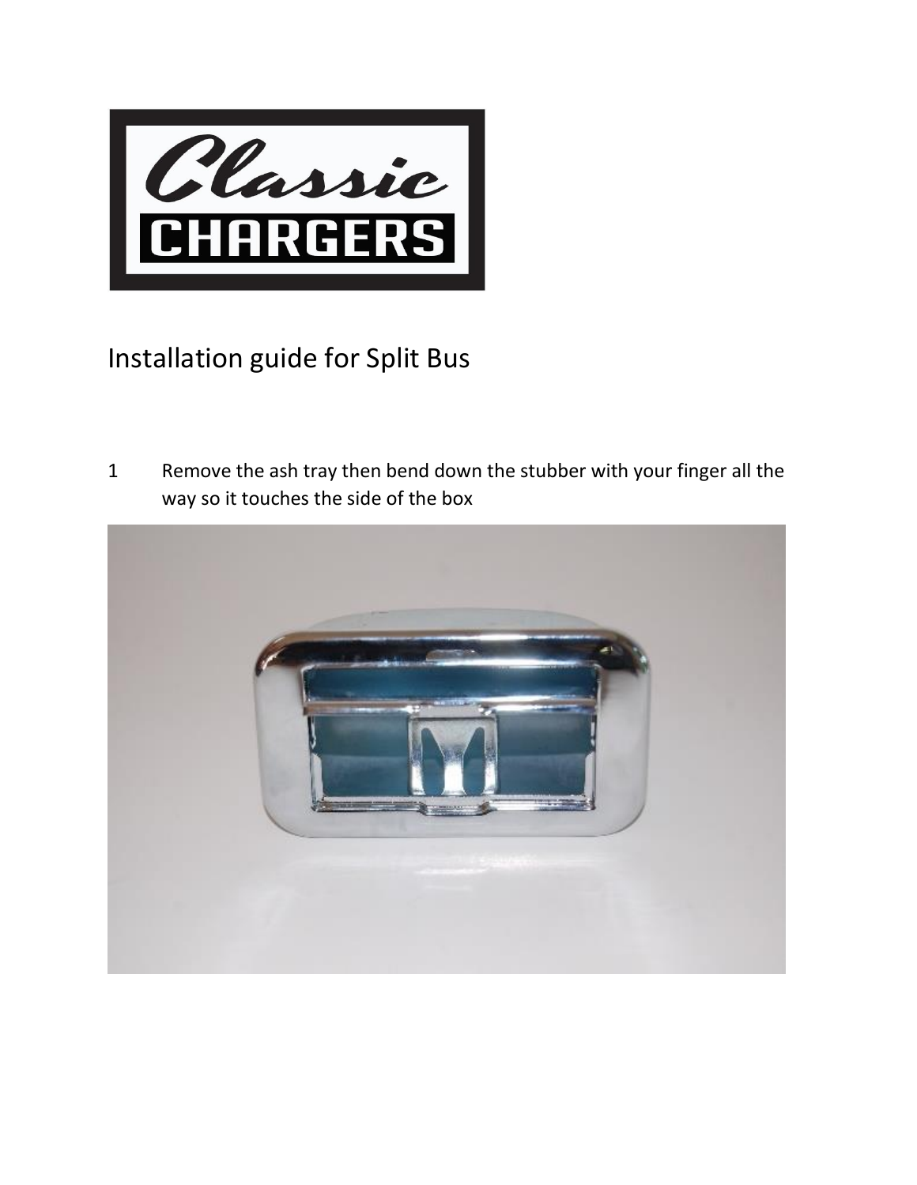# Installation guide for Split Bus

1. Remove the ash tray then bend down the stubber with your finger all the way so it touches the side of the box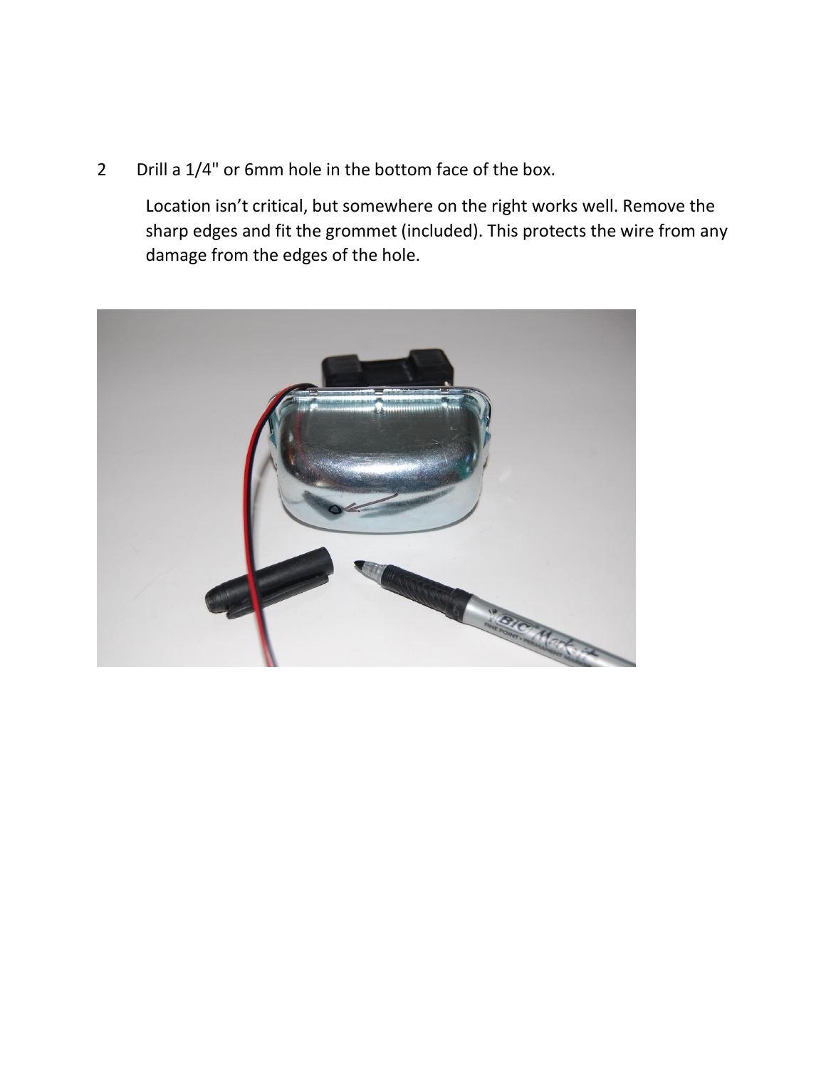2 Drill a 1/4" or 6mm hole in the bottom face of the box.

Location isn't critical, but somewhere on the right works well. Remove the sharp edges and fit the grommet (included). This protects the wire from any damage from the edges of the hole.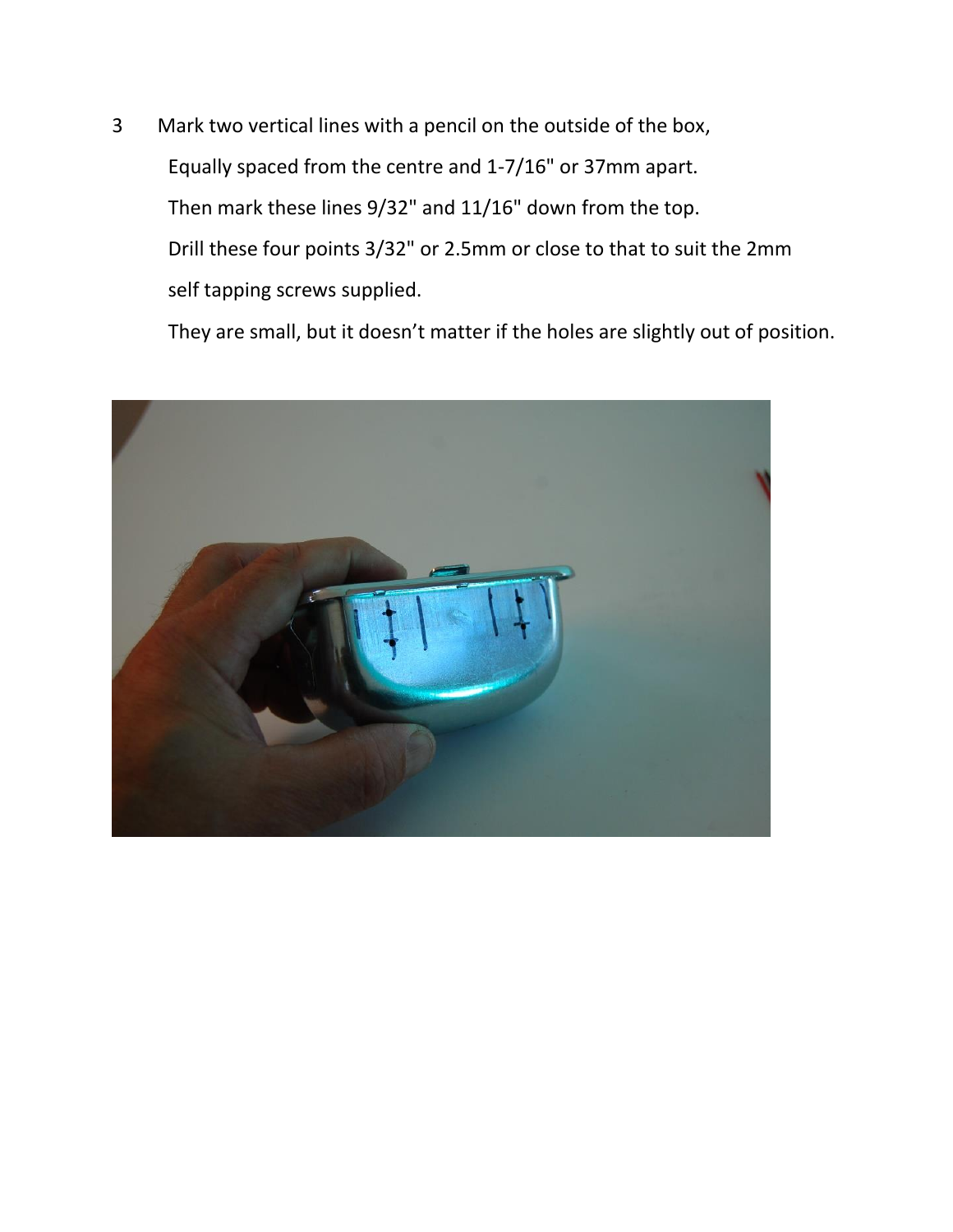3 Mark two vertical lines with a pencil on the outside of the box,

Equally spaced from the centre and 1-7/16" or 37mm apart.

Then mark these lines 9/32" and 11/16" down from the top.

Drill these four points 3/32" or 2.5mm or close to that to suit the 2mm self tapping screws supplied.

They are small, but it doesn't matter if the holes are slightly out of position.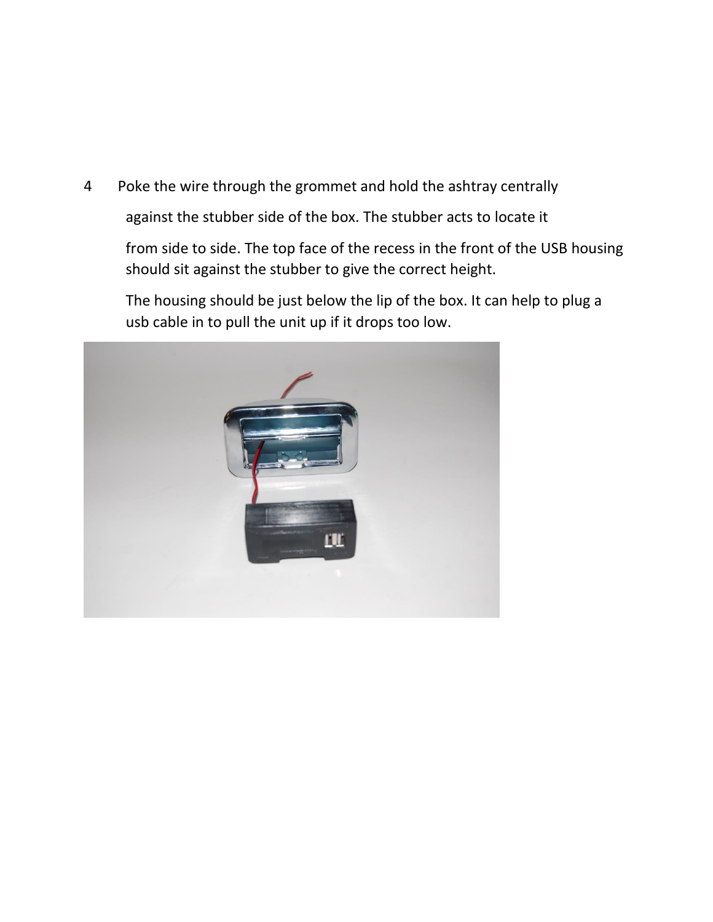4 Poke the wire through the grommet and hold the ashtray centrally against the stubber side of the box. The stubber acts to locate it from side to side. The top face of the recess in the front of the USB housing should sit against the stubber to give the correct height.

The housing should be just below the lip of the box. It can help to plug a usb cable in to pull the unit up if it drops too low.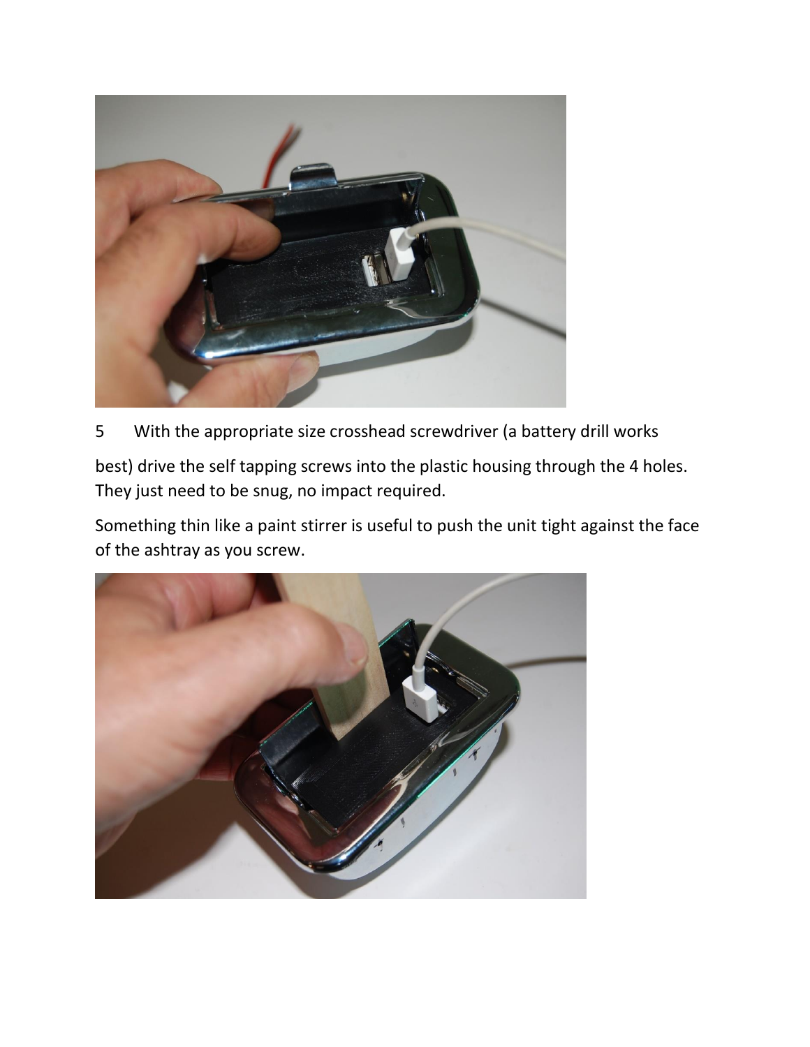5 With the appropriate size crosshead screwdriver (a battery drill works best) drive the self tapping screws into the plastic housing through the 4 holes. They just need to be snug, no impact required.

Something thin like a paint stirrer is useful to push the unit tight against the face of the ashtray as you screw.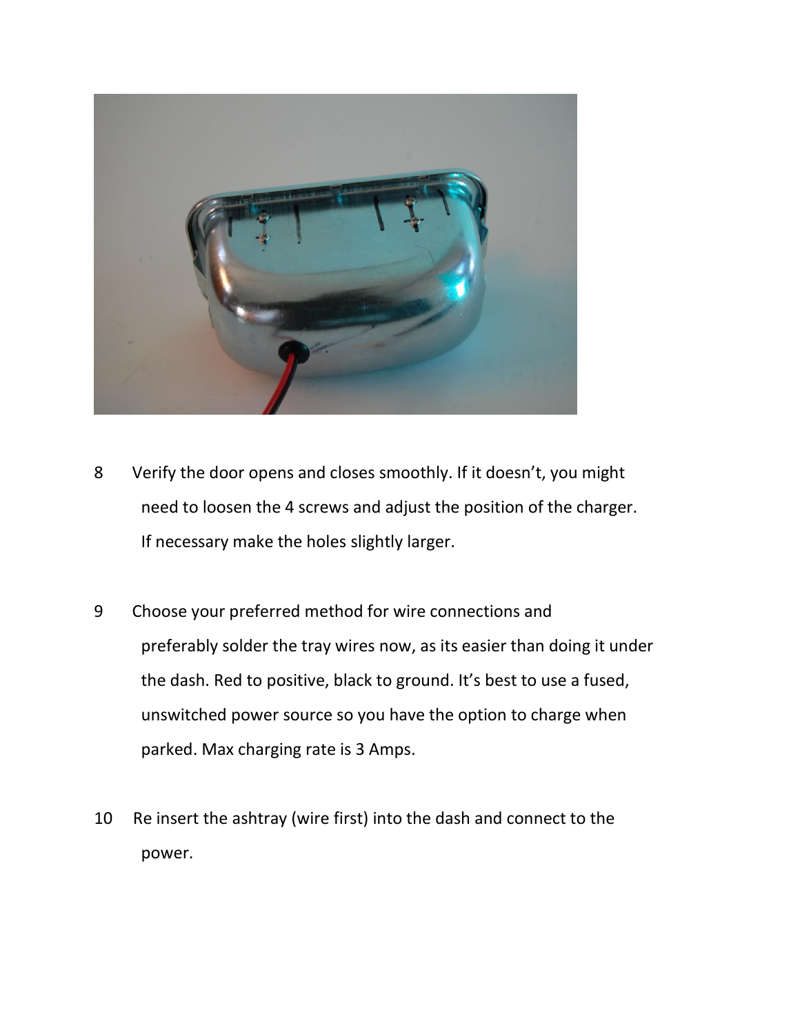8. Verify the door opens and closes smoothly. If it doesn't, you might need to loosen the 4 screws and adjust the position of the charger. If necessary make the holes slightly larger.

9. Choose your preferred method for wire connections and preferably solder the tray wires now, as its easier than doing it under the dash. Red to positive, black to ground. It's best to use a fused, unswitched power source so you have the option to charge when parked. Max charging rate is 3 Amps.

10. Re insert the ashtray (wire first) into the dash and connect to the power.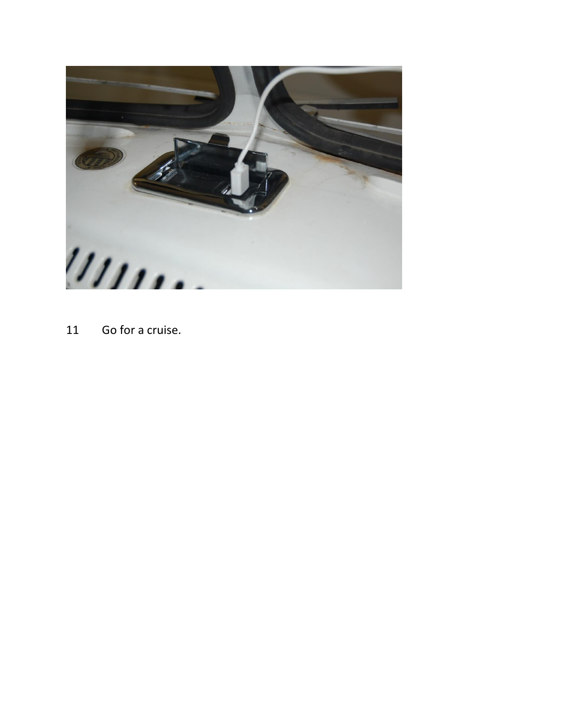11 Go for a cruise.